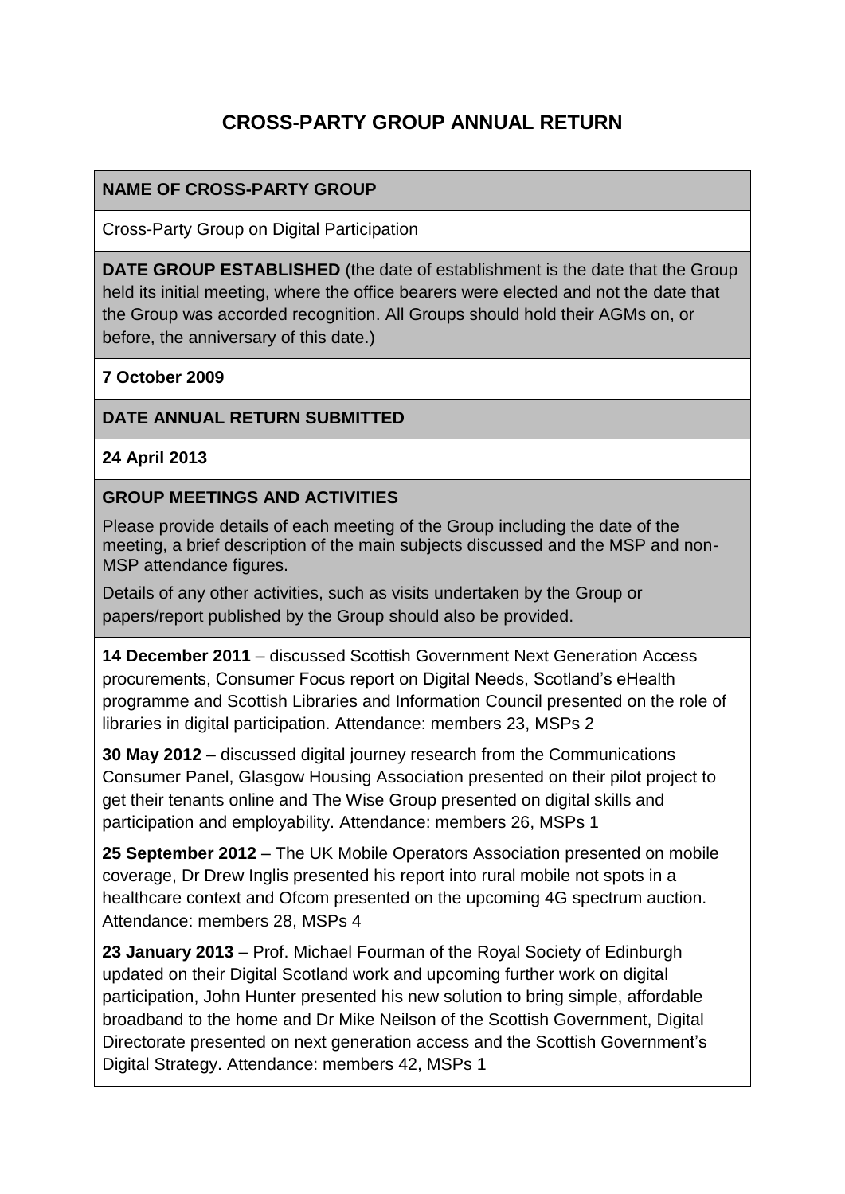# CROSS-PARTY GROUP ANNUAL RETURN

**NAME OF CROSS-PARTY GROUP**

Cross-Party Group on Digital Participation

**DATE GROUP ESTABLISHED** (the date of establishment is the date that the Group held its initial meeting, where the office bearers were elected and not the date that the Group was accorded recognition. All Groups should hold their AGMs on, or before, the anniversary of this date.)

**7 October 2009**

**DATE ANNUAL RETURN SUBMITTED**

**24 April 2013**

**GROUP MEETINGS AND ACTIVITIES**

Please provide details of each meeting of the Group including the date of the meeting, a brief description of the main subjects discussed and the MSP and non-MSP attendance figures.

Details of any other activities, such as visits undertaken by the Group or papers/report published by the Group should also be provided.

**14 December 2011** – discussed Scottish Government Next Generation Access procurements, Consumer Focus report on Digital Needs, Scotland's eHealth programme and Scottish Libraries and Information Council presented on the role of libraries in digital participation. Attendance: members 23, MSPs 2

**30 May 2012** – discussed digital journey research from the Communications Consumer Panel, Glasgow Housing Association presented on their pilot project to get their tenants online and The Wise Group presented on digital skills and participation and employability. Attendance: members 26, MSPs 1

**25 September 2012** – The UK Mobile Operators Association presented on mobile coverage, Dr Drew Inglis presented his report into rural mobile not spots in a healthcare context and Ofcom presented on the upcoming 4G spectrum auction. Attendance: members 28, MSPs 4

**23 January 2013** – Prof. Michael Fourman of the Royal Society of Edinburgh updated on their Digital Scotland work and upcoming further work on digital participation, John Hunter presented his new solution to bring simple, affordable broadband to the home and Dr Mike Neilson of the Scottish Government, Digital Directorate presented on next generation access and the Scottish Government's Digital Strategy. Attendance: members 42, MSPs 1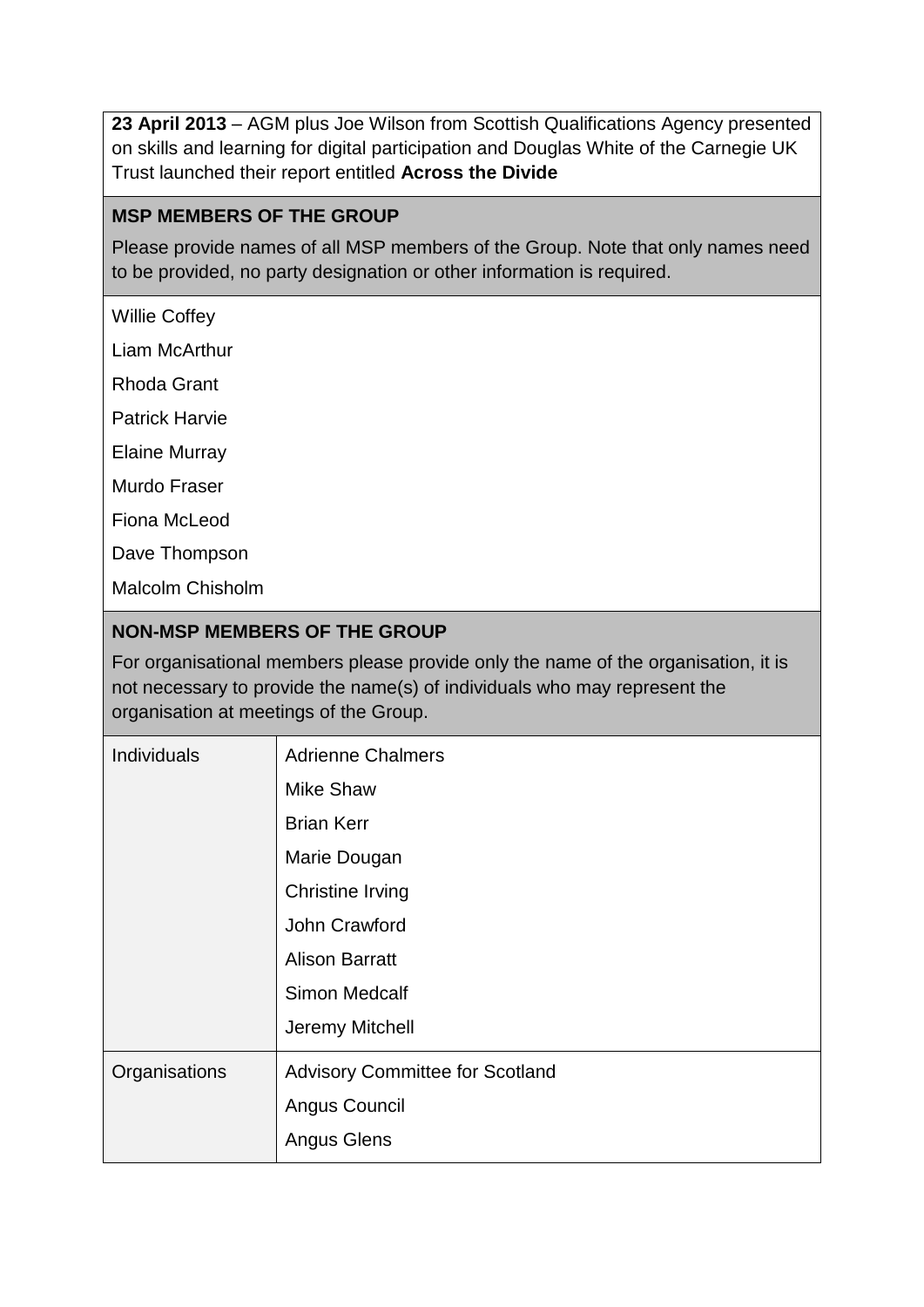**23 April 2013** – AGM plus Joe Wilson from Scottish Qualifications Agency presented on skills and learning for digital participation and Douglas White of the Carnegie UK Trust launched their report entitled **Across the Divide**

**MSP MEMBERS OF THE GROUP**

Please provide names of all MSP members of the Group. Note that only names need to be provided, no party designation or other information is required.

Willie Coffey

Liam McArthur

Rhoda Grant

Patrick Harvie

Elaine Murray

Murdo Fraser

Fiona McLeod

Dave Thompson

Malcolm Chisholm

**NON-MSP MEMBERS OF THE GROUP**

For organisational members please provide only the name of the organisation, it is not necessary to provide the name(s) of individuals who may represent the organisation at meetings of the Group.

| | |
|---|---|
| Individuals | Adrienne Chalmers<br>Mike Shaw<br>Brian Kerr<br>Marie Dougan<br>Christine Irving<br>John Crawford<br>Alison Barratt<br>Simon Medcalf<br>Jeremy Mitchell |
| Organisations | Advisory Committee for Scotland<br>Angus Council<br>Angus Glens |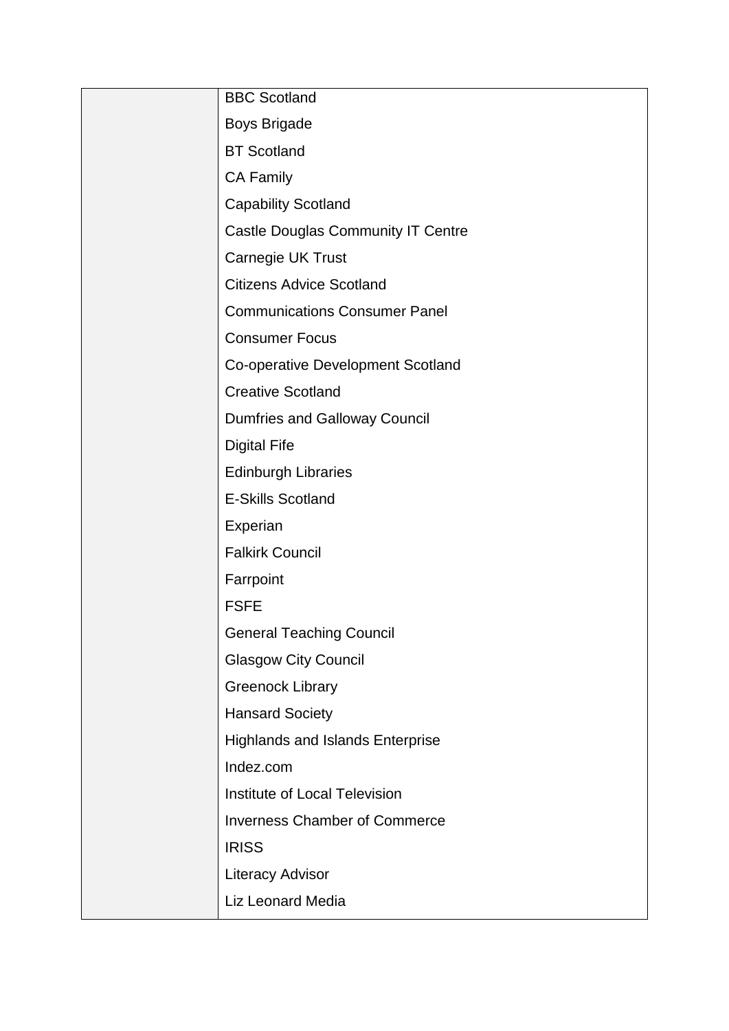| | |
|---|---|
| | BBC Scotland |
| | Boys Brigade |
| | BT Scotland |
| | CA Family |
| | Capability Scotland |
| | Castle Douglas Community IT Centre |
| | Carnegie UK Trust |
| | Citizens Advice Scotland |
| | Communications Consumer Panel |
| | Consumer Focus |
| | Co-operative Development Scotland |
| | Creative Scotland |
| | Dumfries and Galloway Council |
| | Digital Fife |
| | Edinburgh Libraries |
| | E-Skills Scotland |
| | Experian |
| | Falkirk Council |
| | Farrpoint |
| | FSFE |
| | General Teaching Council |
| | Glasgow City Council |
| | Greenock Library |
| | Hansard Society |
| | Highlands and Islands Enterprise |
| | Indez.com |
| | Institute of Local Television |
| | Inverness Chamber of Commerce |
| | IRISS |
| | Literacy Advisor |
| | Liz Leonard Media |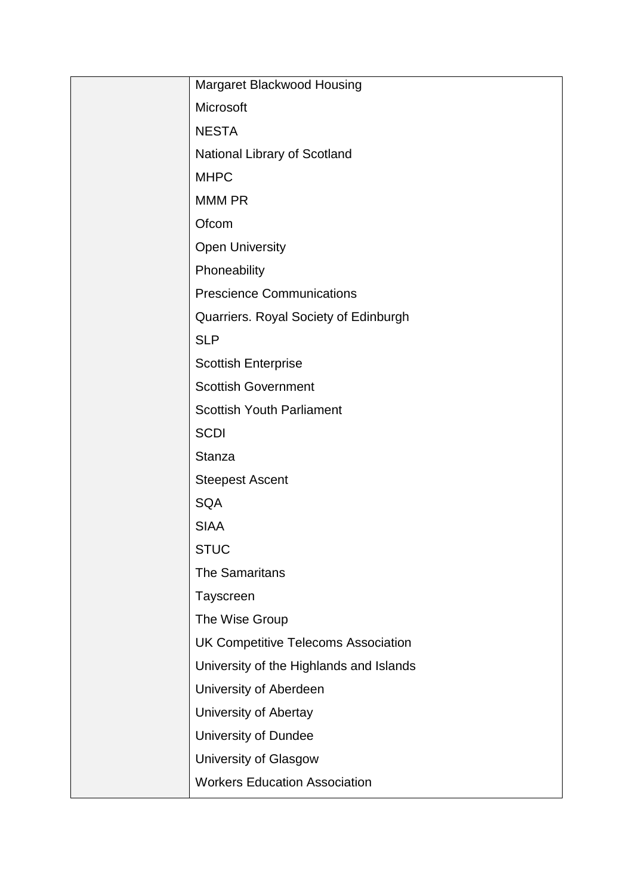| | |
|---|---|
| | Margaret Blackwood Housing |
| | Microsoft |
| | NESTA |
| | National Library of Scotland |
| | MHPC |
| | MMM PR |
| | Ofcom |
| | Open University |
| | Phoneability |
| | Prescience Communications |
| | Quarriers. Royal Society of Edinburgh |
| | SLP |
| | Scottish Enterprise |
| | Scottish Government |
| | Scottish Youth Parliament |
| | SCDI |
| | Stanza |
| | Steepest Ascent |
| | SQA |
| | SIAA |
| | STUC |
| | The Samaritans |
| | Tayscreen |
| | The Wise Group |
| | UK Competitive Telecoms Association |
| | University of the Highlands and Islands |
| | University of Aberdeen |
| | University of Abertay |
| | University of Dundee |
| | University of Glasgow |
| | Workers Education Association |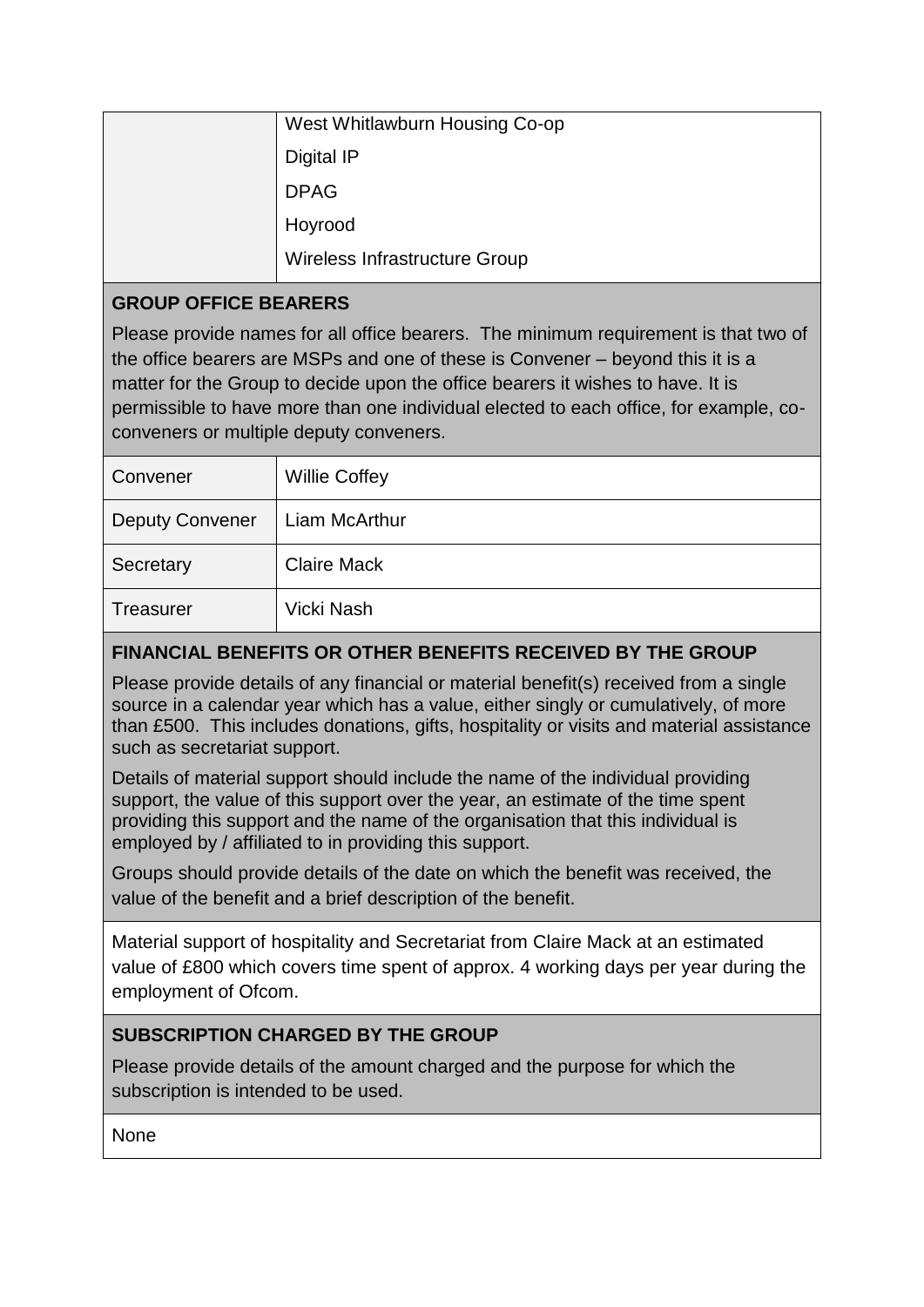| | |
|---|---|
| | West Whitlawburn Housing Co-op<br>Digital IP<br>DPAG<br>Hoyrood<br>Wireless Infrastructure Group |

## GROUP OFFICE BEARERS

Please provide names for all office bearers. The minimum requirement is that two of the office bearers are MSPs and one of these is Convener – beyond this it is a matter for the Group to decide upon the office bearers it wishes to have. It is permissible to have more than one individual elected to each office, for example, co-conveners or multiple deputy conveners.

| | |
|---|---|
| Convener | Willie Coffey |
| Deputy Convener | Liam McArthur |
| Secretary | Claire Mack |
| Treasurer | Vicki Nash |

## FINANCIAL BENEFITS OR OTHER BENEFITS RECEIVED BY THE GROUP

Please provide details of any financial or material benefit(s) received from a single source in a calendar year which has a value, either singly or cumulatively, of more than £500. This includes donations, gifts, hospitality or visits and material assistance such as secretariat support.

Details of material support should include the name of the individual providing support, the value of this support over the year, an estimate of the time spent providing this support and the name of the organisation that this individual is employed by / affiliated to in providing this support.

Groups should provide details of the date on which the benefit was received, the value of the benefit and a brief description of the benefit.

Material support of hospitality and Secretariat from Claire Mack at an estimated value of £800 which covers time spent of approx. 4 working days per year during the employment of Ofcom.

## SUBSCRIPTION CHARGED BY THE GROUP

Please provide details of the amount charged and the purpose for which the subscription is intended to be used.

None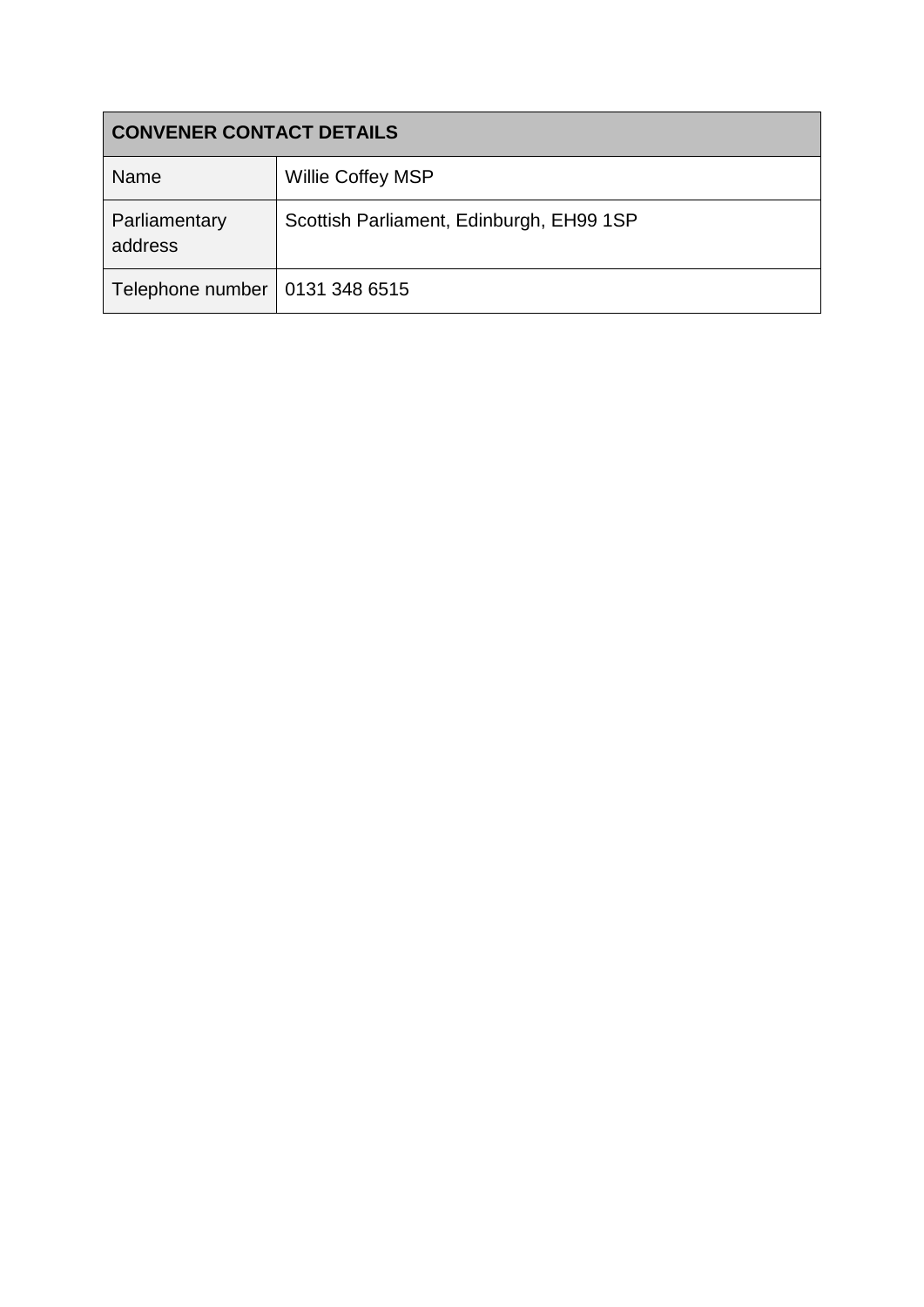| CONVENER CONTACT DETAILS | |
|---|---|
| Name | Willie Coffey MSP |
| Parliamentary address | Scottish Parliament, Edinburgh, EH99 1SP |
| Telephone number | 0131 348 6515 |